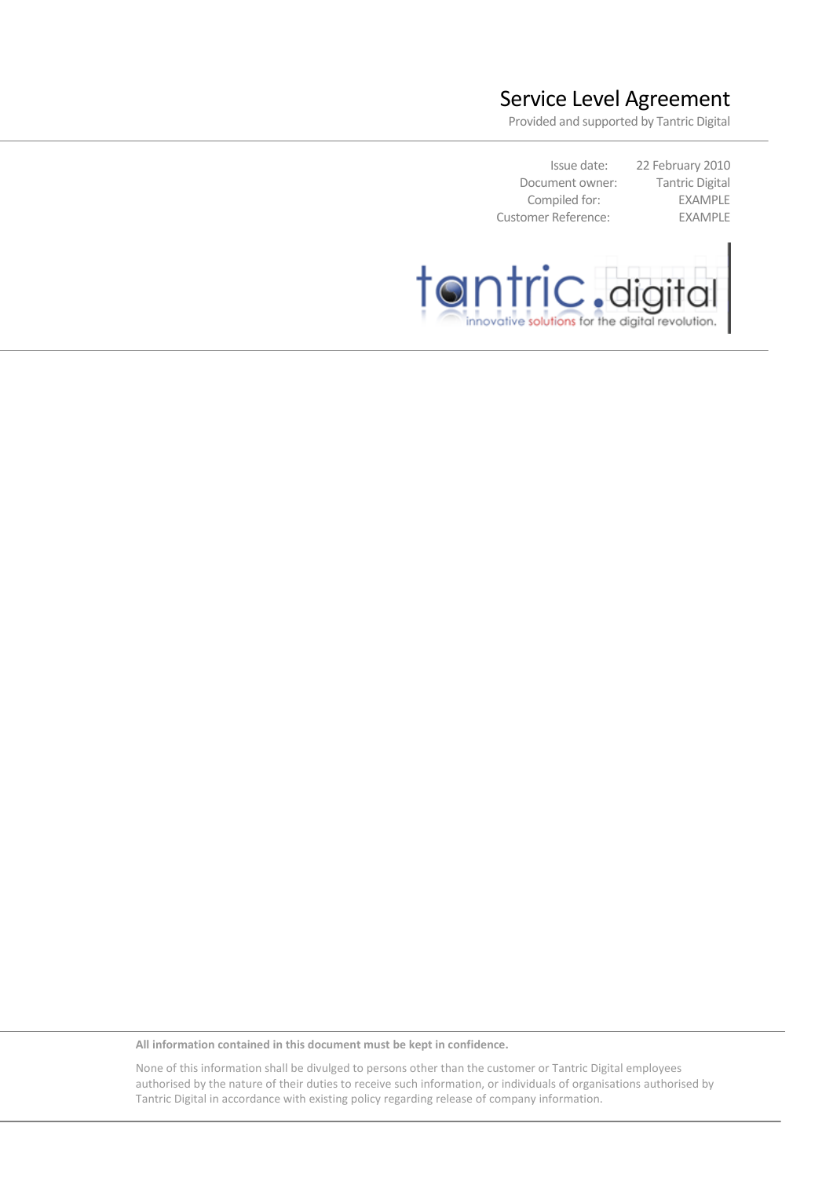# Service Level Agreement

Provided and supported by Tantric Digital

| | |
|---|---|
| Issue date: | 22 February 2010 |
| Document owner: | Tantric Digital |
| Compiled for: | EXAMPLE |
| Customer Reference: | EXAMPLE |

tantric.digital

innovative solutions for the digital revolution.

**All information contained in this document must be kept in confidence.**

None of this information shall be divulged to persons other than the customer or Tantric Digital employees authorised by the nature of their duties to receive such information, or individuals of organisations authorised by Tantric Digital in accordance with existing policy regarding release of company information.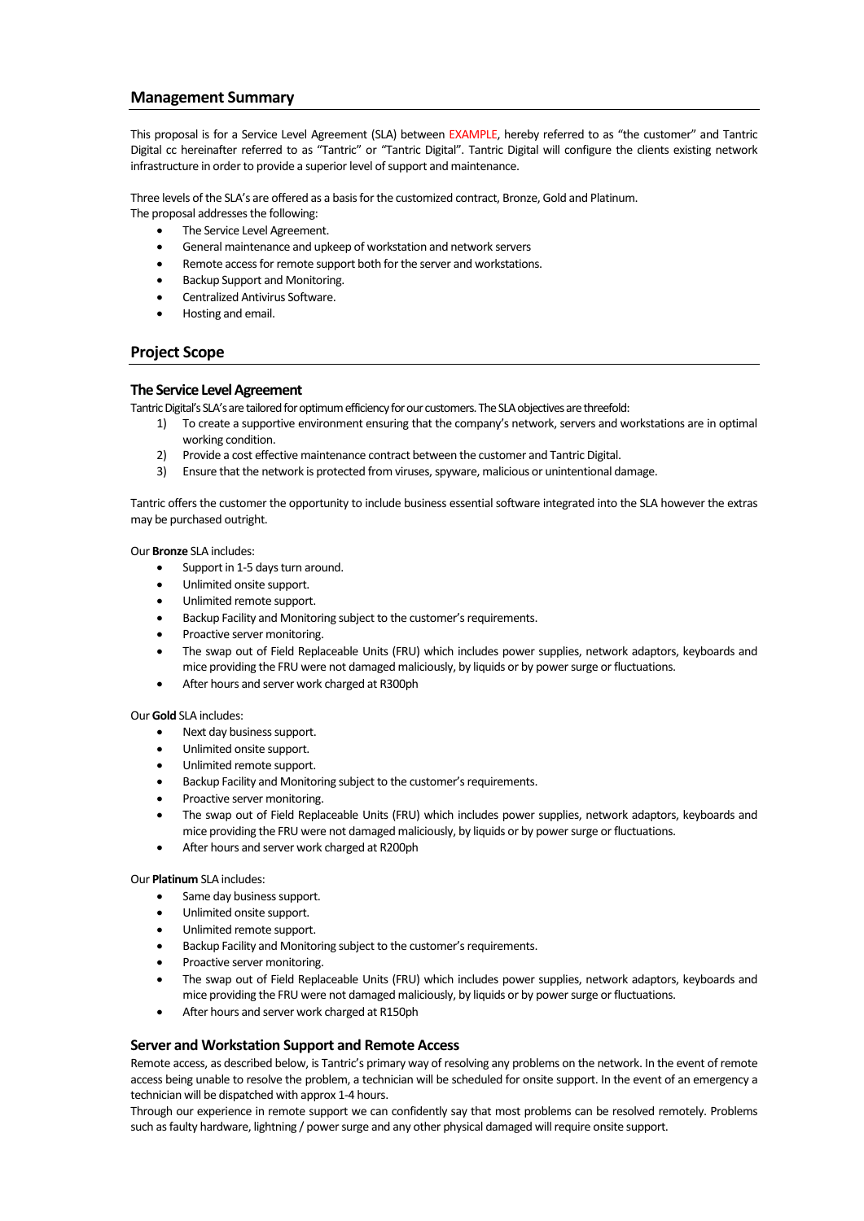## Management Summary

This proposal is for a Service Level Agreement (SLA) between EXAMPLE, hereby referred to as "the customer" and Tantric Digital cc hereinafter referred to as "Tantric" or "Tantric Digital". Tantric Digital will configure the clients existing network infrastructure in order to provide a superior level of support and maintenance.

Three levels of the SLA's are offered as a basis for the customized contract, Bronze, Gold and Platinum.
The proposal addresses the following:

- The Service Level Agreement.
- General maintenance and upkeep of workstation and network servers
- Remote access for remote support both for the server and workstations.
- Backup Support and Monitoring.
- Centralized Antivirus Software.
- Hosting and email.

## Project Scope

### The Service Level Agreement

Tantric Digital's SLA's are tailored for optimum efficiency for our customers. The SLA objectives are threefold:

1) To create a supportive environment ensuring that the company's network, servers and workstations are in optimal working condition.
2) Provide a cost effective maintenance contract between the customer and Tantric Digital.
3) Ensure that the network is protected from viruses, spyware, malicious or unintentional damage.

Tantric offers the customer the opportunity to include business essential software integrated into the SLA however the extras may be purchased outright.

Our **Bronze** SLA includes:

- Support in 1-5 days turn around.
- Unlimited onsite support.
- Unlimited remote support.
- Backup Facility and Monitoring subject to the customer's requirements.
- Proactive server monitoring.
- The swap out of Field Replaceable Units (FRU) which includes power supplies, network adaptors, keyboards and mice providing the FRU were not damaged maliciously, by liquids or by power surge or fluctuations.
- After hours and server work charged at R300ph

Our **Gold** SLA includes:

- Next day business support.
- Unlimited onsite support.
- Unlimited remote support.
- Backup Facility and Monitoring subject to the customer's requirements.
- Proactive server monitoring.
- The swap out of Field Replaceable Units (FRU) which includes power supplies, network adaptors, keyboards and mice providing the FRU were not damaged maliciously, by liquids or by power surge or fluctuations.
- After hours and server work charged at R200ph

Our **Platinum** SLA includes:

- Same day business support.
- Unlimited onsite support.
- Unlimited remote support.
- Backup Facility and Monitoring subject to the customer's requirements.
- Proactive server monitoring.
- The swap out of Field Replaceable Units (FRU) which includes power supplies, network adaptors, keyboards and mice providing the FRU were not damaged maliciously, by liquids or by power surge or fluctuations.
- After hours and server work charged at R150ph

### Server and Workstation Support and Remote Access

Remote access, as described below, is Tantric's primary way of resolving any problems on the network. In the event of remote access being unable to resolve the problem, a technician will be scheduled for onsite support. In the event of an emergency a technician will be dispatched with approx 1-4 hours.

Through our experience in remote support we can confidently say that most problems can be resolved remotely. Problems such as faulty hardware, lightning / power surge and any other physical damaged will require onsite support.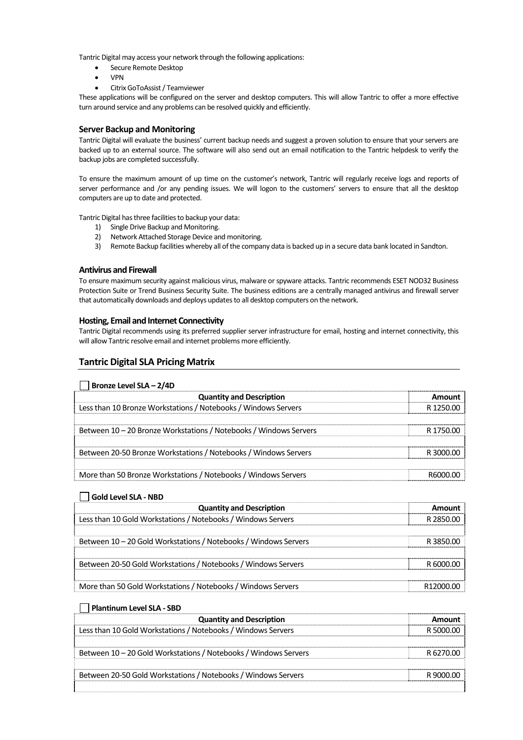Tantric Digital may access your network through the following applications:

- Secure Remote Desktop
- VPN
- Citrix GoToAssist / Teamviewer

These applications will be configured on the server and desktop computers. This will allow Tantric to offer a more effective turn around service and any problems can be resolved quickly and efficiently.

### Server Backup and Monitoring

Tantric Digital will evaluate the business' current backup needs and suggest a proven solution to ensure that your servers are backed up to an external source. The software will also send out an email notification to the Tantric helpdesk to verify the backup jobs are completed successfully.

To ensure the maximum amount of up time on the customer's network, Tantric will regularly receive logs and reports of server performance and /or any pending issues. We will logon to the customers' servers to ensure that all the desktop computers are up to date and protected.

Tantric Digital has three facilities to backup your data:

1) Single Drive Backup and Monitoring.
2) Network Attached Storage Device and monitoring.
3) Remote Backup facilities whereby all of the company data is backed up in a secure data bank located in Sandton.

### Antivirus and Firewall

To ensure maximum security against malicious virus, malware or spyware attacks. Tantric recommends ESET NOD32 Business Protection Suite or Trend Business Security Suite. The business editions are a centrally managed antivirus and firewall server that automatically downloads and deploys updates to all desktop computers on the network.

### Hosting, Email and Internet Connectivity

Tantric Digital recommends using its preferred supplier server infrastructure for email, hosting and internet connectivity, this will allow Tantric resolve email and internet problems more efficiently.

## Tantric Digital SLA Pricing Matrix

☐ **Bronze Level SLA – 2/4D**

| Quantity and Description | Amount |
|---|---|
| Less than 10 Bronze Workstations / Notebooks / Windows Servers | R 1250.00 |
| Between 10 – 20 Bronze Workstations / Notebooks / Windows Servers | R 1750.00 |
| Between 20-50 Bronze Workstations / Notebooks / Windows Servers | R 3000.00 |
| More than 50 Bronze Workstations / Notebooks / Windows Servers | R6000.00 |

☐ **Gold Level SLA - NBD**

| Quantity and Description | Amount |
|---|---|
| Less than 10 Gold Workstations / Notebooks / Windows Servers | R 2850.00 |
| Between 10 – 20 Gold Workstations / Notebooks / Windows Servers | R 3850.00 |
| Between 20-50 Gold Workstations / Notebooks / Windows Servers | R 6000.00 |
| More than 50 Gold Workstations / Notebooks / Windows Servers | R12000.00 |

☐ **Plantinum Level SLA - SBD**

| Quantity and Description | Amount |
|---|---|
| Less than 10 Gold Workstations / Notebooks / Windows Servers | R 5000.00 |
| Between 10 – 20 Gold Workstations / Notebooks / Windows Servers | R 6270.00 |
| Between 20-50 Gold Workstations / Notebooks / Windows Servers | R 9000.00 |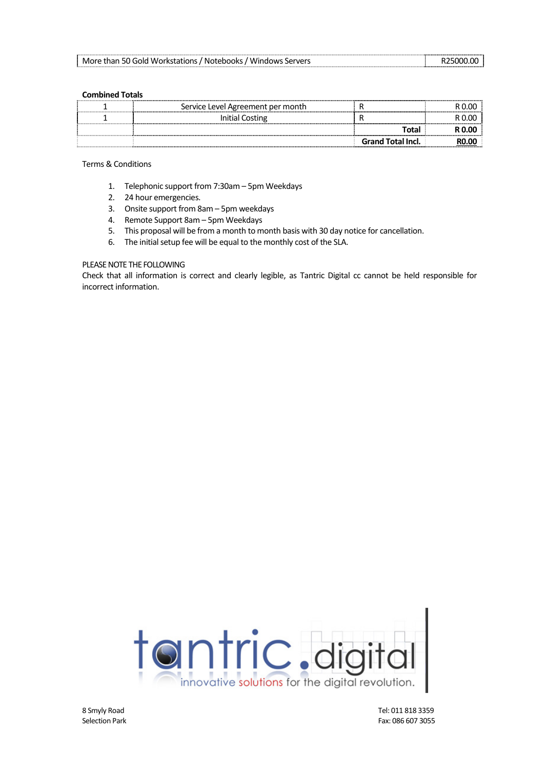| More than 50 Gold Workstations / Notebooks / Windows Servers | R25000.00 |
|---|---|

**Combined Totals**

| | | | |
|---|---|---|---|
| 1 | Service Level Agreement per month | R | R 0.00 |
| 1 | Initial Costing | R | R 0.00 |
| | | **Total** | **R 0.00** |
| | | **Grand Total Incl.** | **R0.00** |

Terms & Conditions

1. Telephonic support from 7:30am – 5pm Weekdays
2. 24 hour emergencies.
3. Onsite support from 8am – 5pm weekdays
4. Remote Support 8am – 5pm Weekdays
5. This proposal will be from a month to month basis with 30 day notice for cancellation.
6. The initial setup fee will be equal to the monthly cost of the SLA.

PLEASE NOTE THE FOLLOWING

Check that all information is correct and clearly legible, as Tantric Digital cc cannot be held responsible for incorrect information.

tantric.digital

innovative solutions for the digital revolution.

8 Smyly Road
Selection Park

Tel: 011 818 3359
Fax: 086 607 3055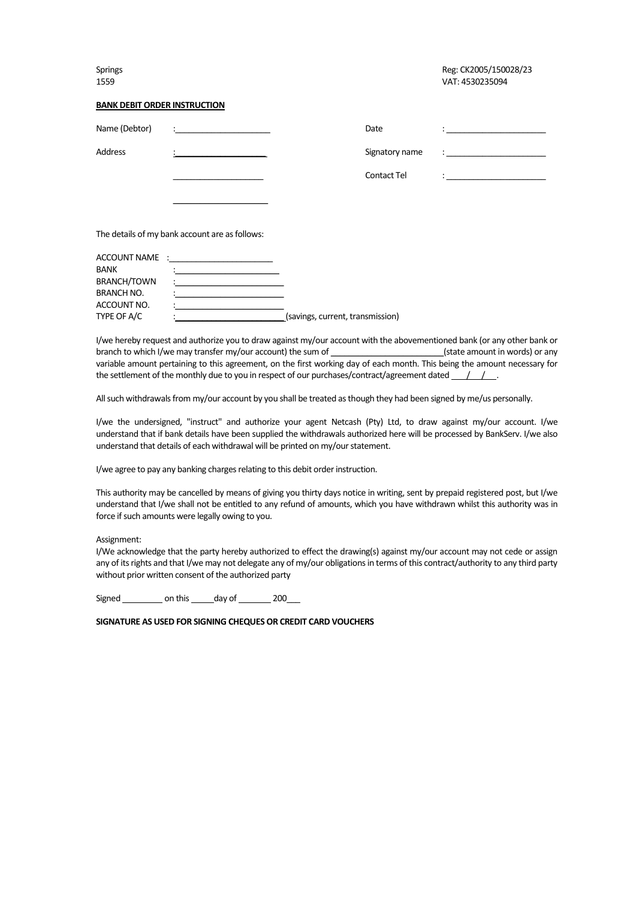Springs
1559

Reg: CK2005/150028/23
VAT: 4530235094

**BANK DEBIT ORDER INSTRUCTION**

| | | | |
|---|---|---|---|
| Name (Debtor) | :____________________ | Date | :______________________ |
| Address | :____________________ | Signatory name | :______________________ |
| | ____________________ | Contact Tel | :______________________ |
| | ____________________ | | |

The details of my bank account are as follows:

ACCOUNT NAME :______________________
BANK :______________________
BRANCH/TOWN :______________________
BRANCH NO. :______________________
ACCOUNT NO. :______________________
TYPE OF A/C :______________________(savings, current, transmission)

I/we hereby request and authorize you to draw against my/our account with the abovementioned bank (or any other bank or branch to which I/we may transfer my/our account) the sum of ______________________(state amount in words) or any variable amount pertaining to this agreement, on the first working day of each month. This being the amount necessary for the settlement of the monthly due to you in respect of our purchases/contract/agreement dated ___/___/___.

All such withdrawals from my/our account by you shall be treated as though they had been signed by me/us personally.

I/we the undersigned, "instruct" and authorize your agent Netcash (Pty) Ltd, to draw against my/our account. I/we understand that if bank details have been supplied the withdrawals authorized here will be processed by BankServ. I/we also understand that details of each withdrawal will be printed on my/our statement.

I/we agree to pay any banking charges relating to this debit order instruction.

This authority may be cancelled by means of giving you thirty days notice in writing, sent by prepaid registered post, but I/we understand that I/we shall not be entitled to any refund of amounts, which you have withdrawn whilst this authority was in force if such amounts were legally owing to you.

Assignment:
I/We acknowledge that the party hereby authorized to effect the drawing(s) against my/our account may not cede or assign any of its rights and that I/we may not delegate any of my/our obligations in terms of this contract/authority to any third party without prior written consent of the authorized party

Signed _________ on this _____day of _______ 200___

**SIGNATURE AS USED FOR SIGNING CHEQUES OR CREDIT CARD VOUCHERS**